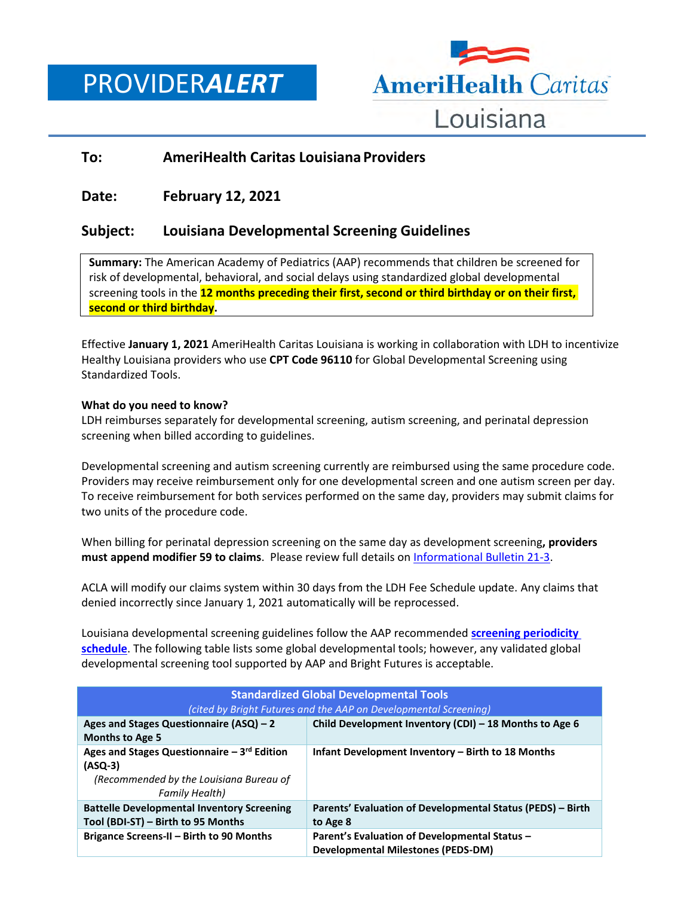# PROVIDER***ALERT***

AmeriHealth Caritas Louisiana

**To:** **AmeriHealth Caritas Louisiana Providers**

**Date:** **February 12, 2021**

**Subject:** **Louisiana Developmental Screening Guidelines**

> **Summary:** The American Academy of Pediatrics (AAP) recommends that children be screened for risk of developmental, behavioral, and social delays using standardized global developmental screening tools in the **12 months preceding their first, second or third birthday or on their first, second or third birthday**.

Effective **January 1, 2021** AmeriHealth Caritas Louisiana is working in collaboration with LDH to incentivize Healthy Louisiana providers who use **CPT Code 96110** for Global Developmental Screening using Standardized Tools.

**What do you need to know?**
LDH reimburses separately for developmental screening, autism screening, and perinatal depression screening when billed according to guidelines.

Developmental screening and autism screening currently are reimbursed using the same procedure code. Providers may receive reimbursement only for one developmental screen and one autism screen per day. To receive reimbursement for both services performed on the same day, providers may submit claims for two units of the procedure code.

When billing for perinatal depression screening on the same day as development screening**, providers must append modifier 59 to claims**. Please review full details on Informational Bulletin 21-3.

ACLA will modify our claims system within 30 days from the LDH Fee Schedule update. Any claims that denied incorrectly since January 1, 2021 automatically will be reprocessed.

Louisiana developmental screening guidelines follow the AAP recommended **screening periodicity schedule**. The following table lists some global developmental tools; however, any validated global developmental screening tool supported by AAP and Bright Futures is acceptable.

| Standardized Global Developmental Tools *(cited by Bright Futures and the AAP on Developmental Screening)* | |
|---|---|
| **Ages and Stages Questionnaire (ASQ) – 2 Months to Age 5** | **Child Development Inventory (CDI) – 18 Months to Age 6** |
| **Ages and Stages Questionnaire – 3rd Edition (ASQ-3)** *(Recommended by the Louisiana Bureau of Family Health)* | **Infant Development Inventory – Birth to 18 Months** |
| **Battelle Developmental Inventory Screening Tool (BDI-ST) – Birth to 95 Months** | **Parents' Evaluation of Developmental Status (PEDS) – Birth to Age 8** |
| **Brigance Screens-II – Birth to 90 Months** | **Parent's Evaluation of Developmental Status – Developmental Milestones (PEDS-DM)** |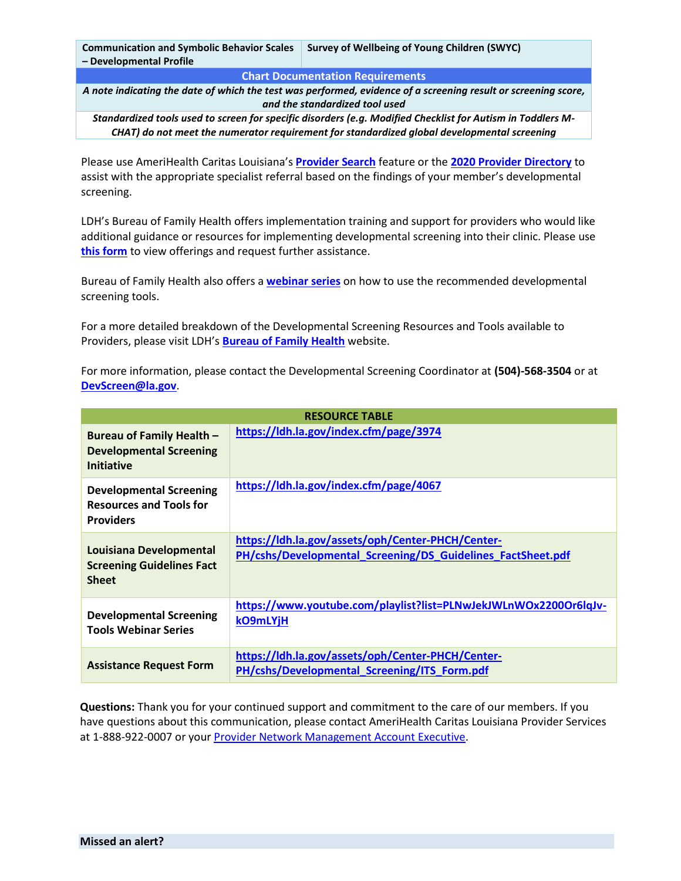| Communication and Symbolic Behavior Scales – Developmental Profile | Survey of Wellbeing of Young Children (SWYC) |
|---|---|
| **Chart Documentation Requirements** | |
| *A note indicating the date of which the test was performed, evidence of a screening result or screening score, and the standardized tool used* | |
| *Standardized tools used to screen for specific disorders (e.g. Modified Checklist for Autism in Toddlers M-CHAT) do not meet the numerator requirement for standardized global developmental screening* | |

Please use AmeriHealth Caritas Louisiana's **Provider Search** feature or the **2020 Provider Directory** to assist with the appropriate specialist referral based on the findings of your member's developmental screening.

LDH's Bureau of Family Health offers implementation training and support for providers who would like additional guidance or resources for implementing developmental screening into their clinic. Please use **this form** to view offerings and request further assistance.

Bureau of Family Health also offers a **webinar series** on how to use the recommended developmental screening tools.

For a more detailed breakdown of the Developmental Screening Resources and Tools available to Providers, please visit LDH's **Bureau of Family Health** website.

For more information, please contact the Developmental Screening Coordinator at **(504)-568-3504** or at **DevScreen@la.gov**.

| RESOURCE TABLE | |
|---|---|
| **Bureau of Family Health – Developmental Screening Initiative** | https://ldh.la.gov/index.cfm/page/3974 |
| **Developmental Screening Resources and Tools for Providers** | https://ldh.la.gov/index.cfm/page/4067 |
| **Louisiana Developmental Screening Guidelines Fact Sheet** | https://ldh.la.gov/assets/oph/Center-PHCH/Center-PH/cshs/Developmental_Screening/DS_Guidelines_FactSheet.pdf |
| **Developmental Screening Tools Webinar Series** | https://www.youtube.com/playlist?list=PLNwJekJWLnWOx2200Or6lqJv-kO9mLYjH |
| **Assistance Request Form** | https://ldh.la.gov/assets/oph/Center-PHCH/Center-PH/cshs/Developmental_Screening/ITS_Form.pdf |

**Questions:** Thank you for your continued support and commitment to the care of our members. If you have questions about this communication, please contact AmeriHealth Caritas Louisiana Provider Services at 1-888-922-0007 or your Provider Network Management Account Executive.

**Missed an alert?**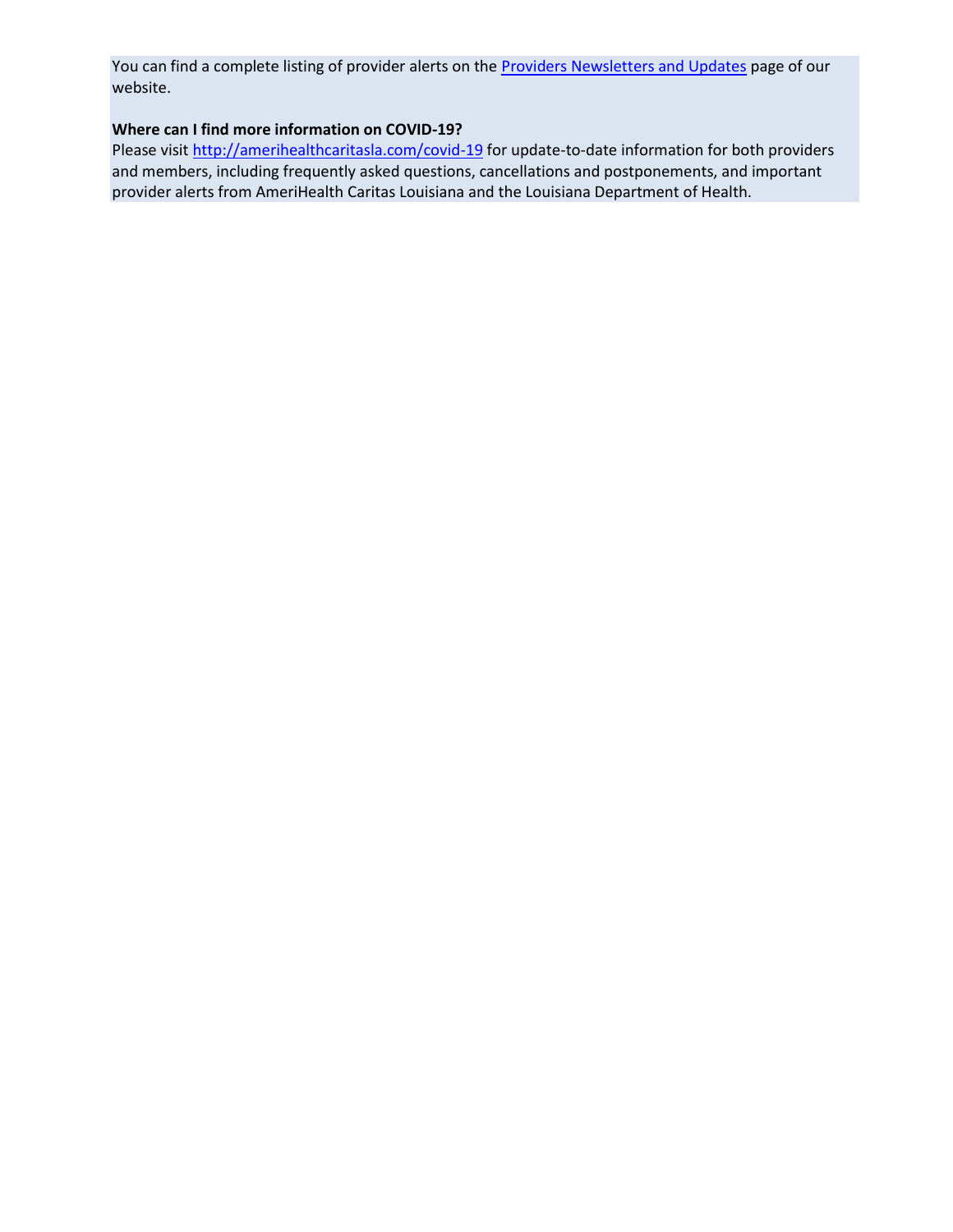You can find a complete listing of provider alerts on the [Providers Newsletters and Updates]() page of our website.

**Where can I find more information on COVID-19?**

Please visit [http://amerihealthcaritasla.com/covid-19](http://amerihealthcaritasla.com/covid-19) for update-to-date information for both providers and members, including frequently asked questions, cancellations and postponements, and important provider alerts from AmeriHealth Caritas Louisiana and the Louisiana Department of Health.